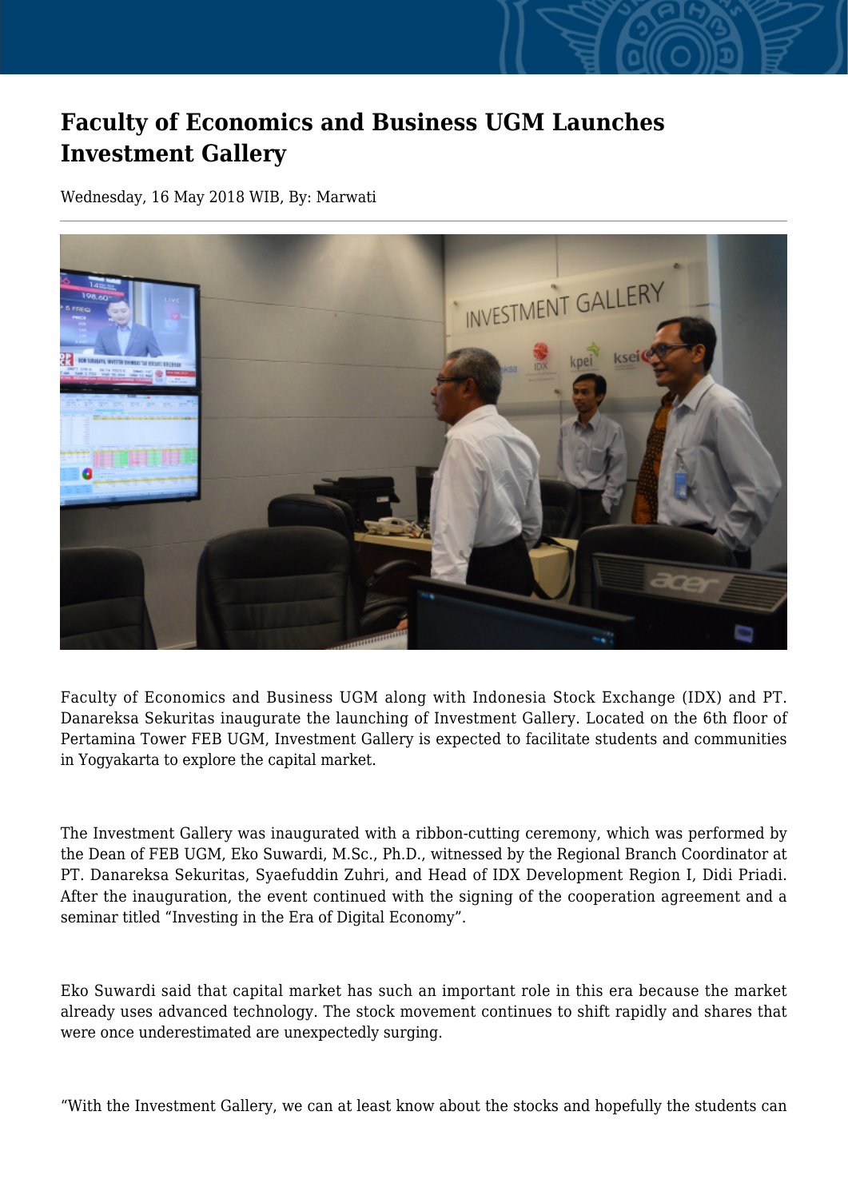# Faculty of Economics and Business UGM Launches Investment Gallery

Wednesday, 16 May 2018 WIB, By: Marwati

Faculty of Economics and Business UGM along with Indonesia Stock Exchange (IDX) and PT. Danareksa Sekuritas inaugurate the launching of Investment Gallery. Located on the 6th floor of Pertamina Tower FEB UGM, Investment Gallery is expected to facilitate students and communities in Yogyakarta to explore the capital market.

The Investment Gallery was inaugurated with a ribbon-cutting ceremony, which was performed by the Dean of FEB UGM, Eko Suwardi, M.Sc., Ph.D., witnessed by the Regional Branch Coordinator at PT. Danareksa Sekuritas, Syaefuddin Zuhri, and Head of IDX Development Region I, Didi Priadi. After the inauguration, the event continued with the signing of the cooperation agreement and a seminar titled "Investing in the Era of Digital Economy".

Eko Suwardi said that capital market has such an important role in this era because the market already uses advanced technology. The stock movement continues to shift rapidly and shares that were once underestimated are unexpectedly surging.

"With the Investment Gallery, we can at least know about the stocks and hopefully the students can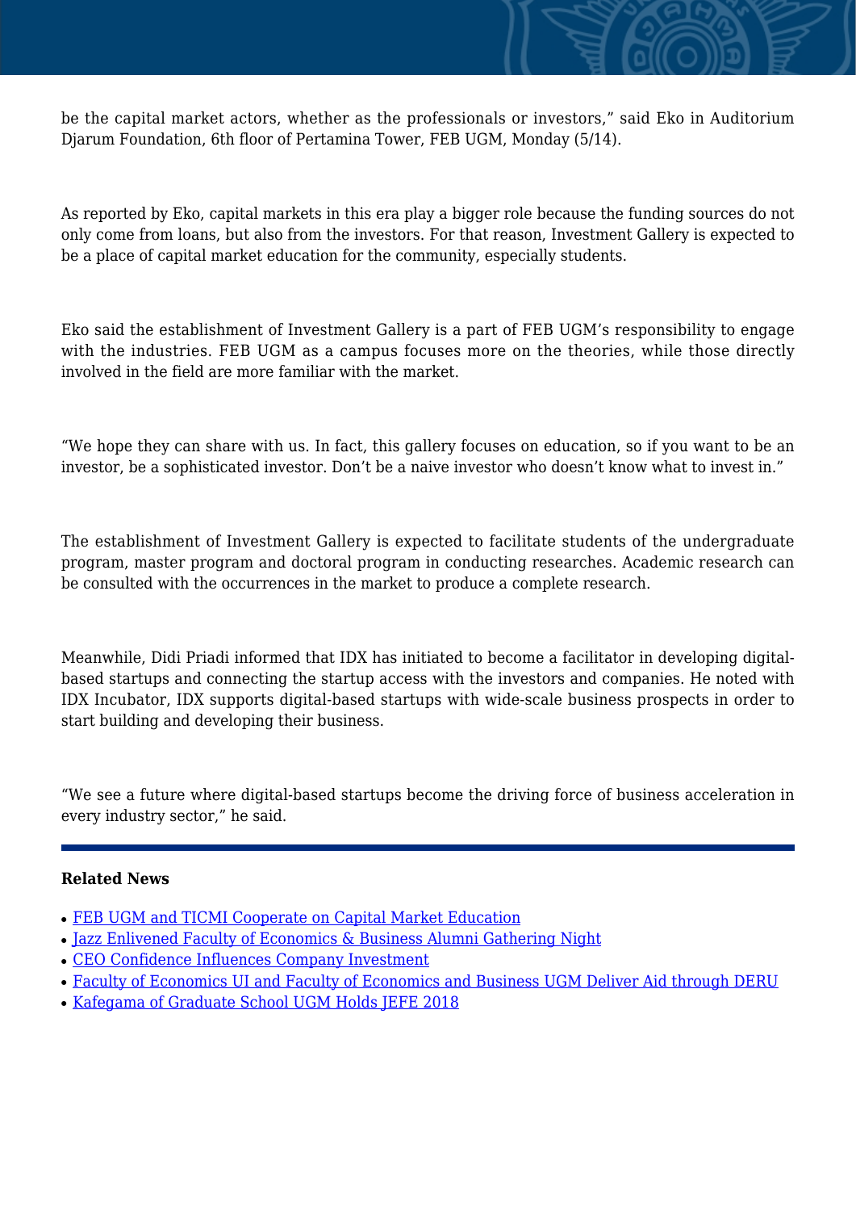be the capital market actors, whether as the professionals or investors," said Eko in Auditorium Djarum Foundation, 6th floor of Pertamina Tower, FEB UGM, Monday (5/14).

As reported by Eko, capital markets in this era play a bigger role because the funding sources do not only come from loans, but also from the investors. For that reason, Investment Gallery is expected to be a place of capital market education for the community, especially students.

Eko said the establishment of Investment Gallery is a part of FEB UGM's responsibility to engage with the industries. FEB UGM as a campus focuses more on the theories, while those directly involved in the field are more familiar with the market.

"We hope they can share with us. In fact, this gallery focuses on education, so if you want to be an investor, be a sophisticated investor. Don't be a naive investor who doesn't know what to invest in."

The establishment of Investment Gallery is expected to facilitate students of the undergraduate program, master program and doctoral program in conducting researches. Academic research can be consulted with the occurrences in the market to produce a complete research.

Meanwhile, Didi Priadi informed that IDX has initiated to become a facilitator in developing digital-based startups and connecting the startup access with the investors and companies. He noted with IDX Incubator, IDX supports digital-based startups with wide-scale business prospects in order to start building and developing their business.

"We see a future where digital-based startups become the driving force of business acceleration in every industry sector," he said.

---

**Related News**

- FEB UGM and TICMI Cooperate on Capital Market Education
- Jazz Enlivened Faculty of Economics & Business Alumni Gathering Night
- CEO Confidence Influences Company Investment
- Faculty of Economics UI and Faculty of Economics and Business UGM Deliver Aid through DERU
- Kafegama of Graduate School UGM Holds JEFE 2018